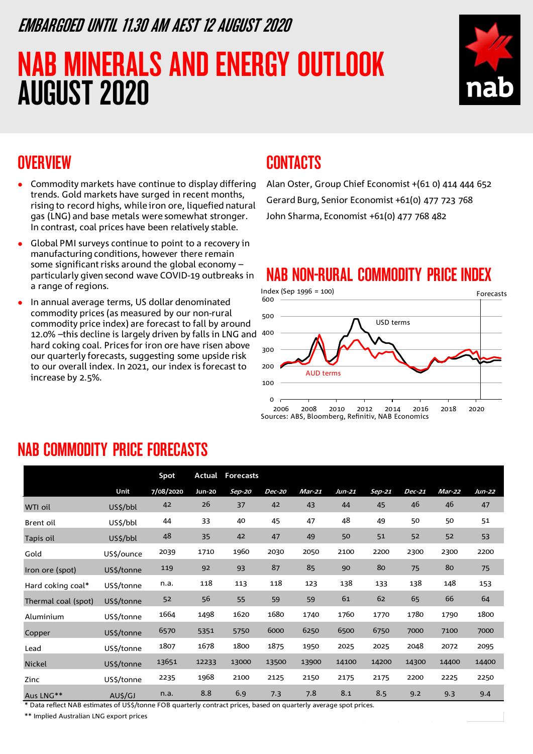EMBARGOED UNTIL 11.30 AM AEST 12 AUGUST 2020

# NAB MINERALS AND ENERGY OUTLOOK AUGUST 2020

## OVERVIEW

- Commodity markets have continue to display differing trends. Gold markets have surged in recent months, rising to record highs, while iron ore, liquefied natural gas (LNG) and base metals were somewhat stronger. In contrast, coal prices have been relatively stable.
- Global PMI surveys continue to point to a recovery in manufacturing conditions, however there remain some significant risks around the global economy – particularly given second wave COVID-19 outbreaks in a range of regions.
- In annual average terms, US dollar denominated commodity prices (as measured by our non-rural commodity price index) are forecast to fall by around 12.0% –this decline is largely driven by falls in LNG and hard coking coal. Prices for iron ore have risen above our quarterly forecasts, suggesting some upside risk to our overall index. In 2021, our index is forecast to increase by 2.5%.

## CONTACTS

Alan Oster, Group Chief Economist +(61 0) 414 444 652

Gerard Burg, Senior Economist +61(0) 477 723 768

John Sharma, Economist +61(0) 477 768 482

## NAB NON-RURAL COMMODITY PRICE INDEX

Sources: ABS, Bloomberg, Refinitiv, NAB Economics

## NAB COMMODITY PRICE FORECASTS

| | Unit | Spot 7/08/2020 | Actual Jun-20 | Forecasts Sep-20 | Dec-20 | Mar-21 | Jun-21 | Sep-21 | Dec-21 | Mar-22 | Jun-22 |
|---|---|---|---|---|---|---|---|---|---|---|---|
| WTI oil | US$/bbl | 42 | 26 | 37 | 42 | 43 | 44 | 45 | 46 | 46 | 47 |
| Brent oil | US$/bbl | 44 | 33 | 40 | 45 | 47 | 48 | 49 | 50 | 50 | 51 |
| Tapis oil | US$/bbl | 48 | 35 | 42 | 47 | 49 | 50 | 51 | 52 | 52 | 53 |
| Gold | US$/ounce | 2039 | 1710 | 1960 | 2030 | 2050 | 2100 | 2200 | 2300 | 2300 | 2200 |
| Iron ore (spot) | US$/tonne | 119 | 92 | 93 | 87 | 85 | 90 | 80 | 75 | 80 | 75 |
| Hard coking coal* | US$/tonne | n.a. | 118 | 113 | 118 | 123 | 138 | 133 | 138 | 148 | 153 |
| Thermal coal (spot) | US$/tonne | 52 | 56 | 55 | 59 | 59 | 61 | 62 | 65 | 66 | 64 |
| Aluminium | US$/tonne | 1664 | 1498 | 1620 | 1680 | 1740 | 1760 | 1770 | 1780 | 1790 | 1800 |
| Copper | US$/tonne | 6570 | 5351 | 5750 | 6000 | 6250 | 6500 | 6750 | 7000 | 7100 | 7000 |
| Lead | US$/tonne | 1807 | 1678 | 1800 | 1875 | 1950 | 2025 | 2025 | 2048 | 2072 | 2095 |
| Nickel | US$/tonne | 13651 | 12233 | 13000 | 13500 | 13900 | 14100 | 14200 | 14300 | 14400 | 14400 |
| Zinc | US$/tonne | 2235 | 1968 | 2100 | 2125 | 2150 | 2175 | 2175 | 2200 | 2225 | 2250 |
| Aus LNG** | AU$/GJ | n.a. | 8.8 | 6.9 | 7.3 | 7.8 | 8.1 | 8.5 | 9.2 | 9.3 | 9.4 |

* Data reflect NAB estimates of US$/tonne FOB quarterly contract prices, based on quarterly average spot prices.

** Implied Australian LNG export prices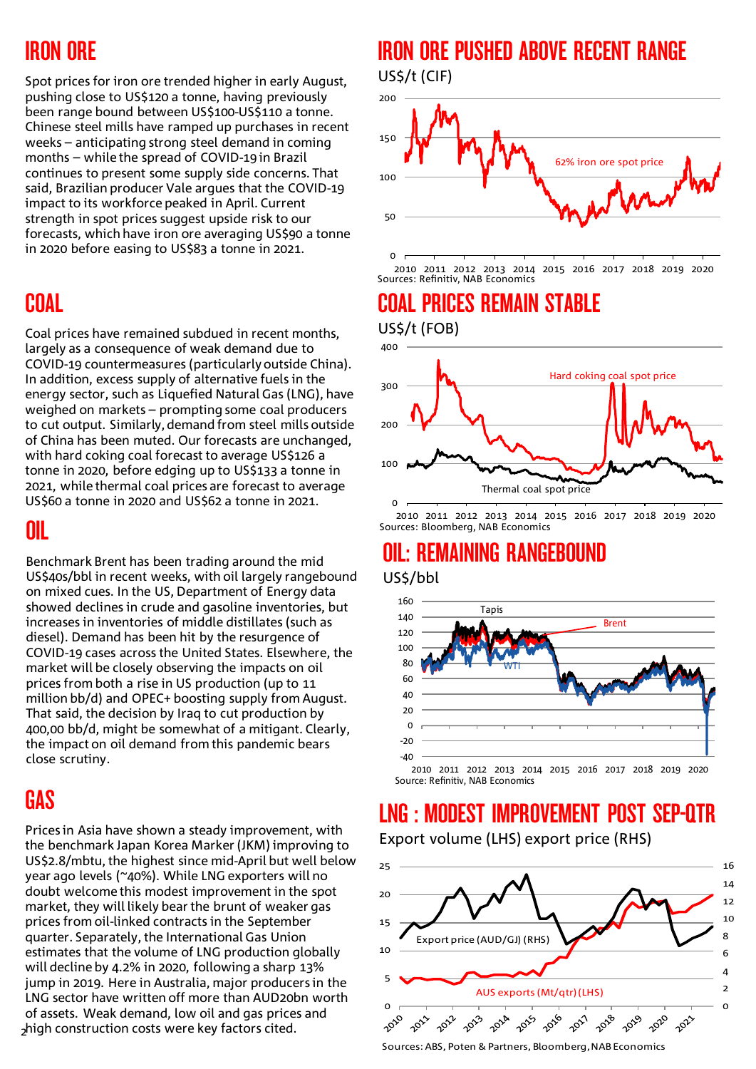## IRON ORE

Spot prices for iron ore trended higher in early August, pushing close to US$120 a tonne, having previously been range bound between US$100-US$110 a tonne. Chinese steel mills have ramped up purchases in recent weeks – anticipating strong steel demand in coming months – while the spread of COVID-19 in Brazil continues to present some supply side concerns. That said, Brazilian producer Vale argues that the COVID-19 impact to its workforce peaked in April. Current strength in spot prices suggest upside risk to our forecasts, which have iron ore averaging US$90 a tonne in 2020 before easing to US$83 a tonne in 2021.

## COAL

Coal prices have remained subdued in recent months, largely as a consequence of weak demand due to COVID-19 countermeasures (particularly outside China). In addition, excess supply of alternative fuels in the energy sector, such as Liquefied Natural Gas (LNG), have weighed on markets – prompting some coal producers to cut output. Similarly, demand from steel mills outside of China has been muted. Our forecasts are unchanged, with hard coking coal forecast to average US$126 a tonne in 2020, before edging up to US$133 a tonne in 2021, while thermal coal prices are forecast to average US$60 a tonne in 2020 and US$62 a tonne in 2021.

## OIL

Benchmark Brent has been trading around the mid US$40s/bbl in recent weeks, with oil largely rangebound on mixed cues. In the US, Department of Energy data showed declines in crude and gasoline inventories, but increases in inventories of middle distillates (such as diesel). Demand has been hit by the resurgence of COVID-19 cases across the United States. Elsewhere, the market will be closely observing the impacts on oil prices from both a rise in US production (up to 11 million bb/d) and OPEC+ boosting supply from August. That said, the decision by Iraq to cut production by 400,00 bb/d, might be somewhat of a mitigant. Clearly, the impact on oil demand from this pandemic bears close scrutiny.

## GAS

Prices in Asia have shown a steady improvement, with the benchmark Japan Korea Marker (JKM) improving to US$2.8/mbtu, the highest since mid-April but well below year ago levels (~40%). While LNG exporters will no doubt welcome this modest improvement in the spot market, they will likely bear the brunt of weaker gas prices from oil-linked contracts in the September quarter. Separately, the International Gas Union estimates that the volume of LNG production globally will decline by 4.2% in 2020, following a sharp 13% jump in 2019. Here in Australia, major producers in the LNG sector have written off more than AUD20bn worth of assets. Weak demand, low oil and gas prices and high construction costs were key factors cited.

## IRON ORE PUSHED ABOVE RECENT RANGE

US$/t (CIF)

Sources: Refinitiv, NAB Economics

## COAL PRICES REMAIN STABLE

US$/t (FOB)

Sources: Bloomberg, NAB Economics

## OIL: REMAINING RANGEBOUND

US$/bbl

Source: Refinitiv, NAB Economics

## LNG : MODEST IMPROVEMENT POST SEP-QTR

Export volume (LHS) export price (RHS)

Sources: ABS, Poten & Partners, Bloomberg, NAB Economics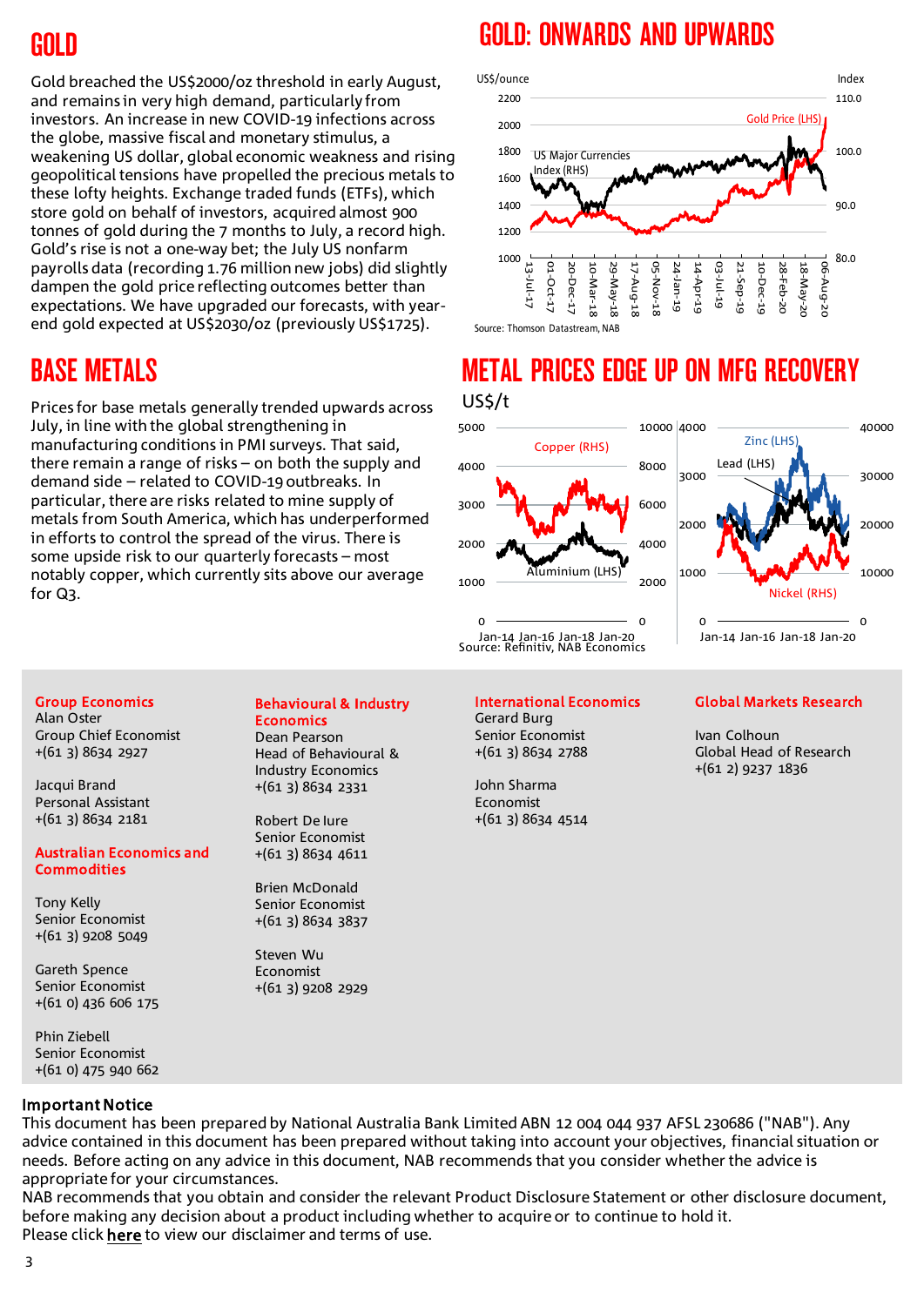# GOLD

Gold breached the US$2000/oz threshold in early August, and remains in very high demand, particularly from investors. An increase in new COVID-19 infections across the globe, massive fiscal and monetary stimulus, a weakening US dollar, global economic weakness and rising geopolitical tensions have propelled the precious metals to these lofty heights. Exchange traded funds (ETFs), which store gold on behalf of investors, acquired almost 900 tonnes of gold during the 7 months to July, a record high. Gold's rise is not a one-way bet; the July US nonfarm payrolls data (recording 1.76 million new jobs) did slightly dampen the gold price reflecting outcomes better than expectations. We have upgraded our forecasts, with year-end gold expected at US$2030/oz (previously US$1725).

## GOLD: ONWARDS AND UPWARDS

US$/ounce

Index

Gold Price (LHS)

US Major Currencies Index (RHS)

2200, 2000, 1800, 1600, 1400, 1200, 1000

110.0, 100.0, 90.0, 80.0

13-Jul-17, 01-Oct-17, 20-Dec-17, 10-Mar-18, 29-May-18, 17-Aug-18, 05-Nov-18, 24-Jan-19, 14-Apr-19, 03-Jul-19, 21-Sep-19, 10-Dec-19, 28-Feb-20, 18-May-20, 06-Aug-20

Source: Thomson Datastream, NAB

# BASE METALS

Prices for base metals generally trended upwards across July, in line with the global strengthening in manufacturing conditions in PMI surveys. That said, there remain a range of risks – on both the supply and demand side – related to COVID-19 outbreaks. In particular, there are risks related to mine supply of metals from South America, which has underperformed in efforts to control the spread of the virus. There is some upside risk to our quarterly forecasts – most notably copper, which currently sits above our average for Q3.

## METAL PRICES EDGE UP ON MFG RECOVERY

US$/t

Copper (RHS)

Aluminium (LHS)

5000, 4000, 3000, 2000, 1000, 0

10000, 8000, 6000, 4000, 2000, 0

Jan-14 Jan-16 Jan-18 Jan-20

Zinc (LHS)

Lead (LHS)

Nickel (RHS)

4000, 3000, 2000, 1000, 0

40000, 30000, 20000, 10000, 0

Jan-14 Jan-16 Jan-18 Jan-20

Source: Refinitiv, NAB Economics

**Group Economics**
Alan Oster
Group Chief Economist
+(61 3) 8634 2927

Jacqui Brand
Personal Assistant
+(61 3) 8634 2181

**Australian Economics and Commodities**

Tony Kelly
Senior Economist
+(61 3) 9208 5049

Gareth Spence
Senior Economist
+(61 0) 436 606 175

Phin Ziebell
Senior Economist
+(61 0) 475 940 662

**Behavioural & Industry Economics**
Dean Pearson
Head of Behavioural & Industry Economics
+(61 3) 8634 2331

Robert De Iure
Senior Economist
+(61 3) 8634 4611

Brien McDonald
Senior Economist
+(61 3) 8634 3837

Steven Wu
Economist
+(61 3) 9208 2929

**International Economics**
Gerard Burg
Senior Economist
+(61 3) 8634 2788

John Sharma
Economist
+(61 3) 8634 4514

**Global Markets Research**

Ivan Colhoun
Global Head of Research
+(61 2) 9237 1836

**Important Notice**

This document has been prepared by National Australia Bank Limited ABN 12 004 044 937 AFSL 230686 ("NAB"). Any advice contained in this document has been prepared without taking into account your objectives, financial situation or needs. Before acting on any advice in this document, NAB recommends that you consider whether the advice is appropriate for your circumstances.

NAB recommends that you obtain and consider the relevant Product Disclosure Statement or other disclosure document, before making any decision about a product including whether to acquire or to continue to hold it.

Please click **here** to view our disclaimer and terms of use.